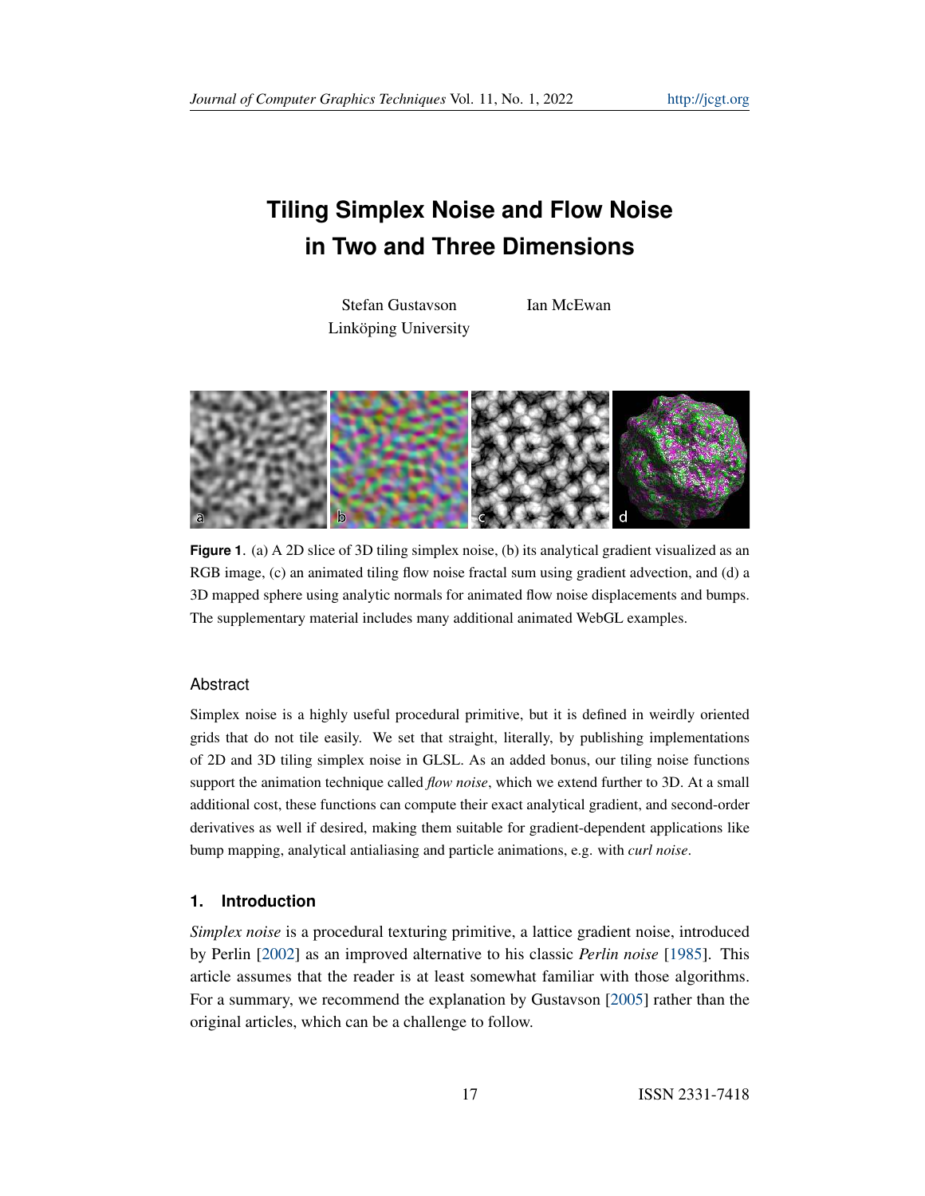# Tiling Simplex Noise and Flow Noise in Two and Three Dimensions

Stefan Gustavson
Linköping University

Ian McEwan

**Figure 1**. (a) A 2D slice of 3D tiling simplex noise, (b) its analytical gradient visualized as an RGB image, (c) an animated tiling flow noise fractal sum using gradient advection, and (d) a 3D mapped sphere using analytic normals for animated flow noise displacements and bumps. The supplementary material includes many additional animated WebGL examples.

## Abstract

Simplex noise is a highly useful procedural primitive, but it is defined in weirdly oriented grids that do not tile easily. We set that straight, literally, by publishing implementations of 2D and 3D tiling simplex noise in GLSL. As an added bonus, our tiling noise functions support the animation technique called *flow noise*, which we extend further to 3D. At a small additional cost, these functions can compute their exact analytical gradient, and second-order derivatives as well if desired, making them suitable for gradient-dependent applications like bump mapping, analytical antialiasing and particle animations, e.g. with *curl noise*.

## 1. Introduction

*Simplex noise* is a procedural texturing primitive, a lattice gradient noise, introduced by Perlin [2002] as an improved alternative to his classic *Perlin noise* [1985]. This article assumes that the reader is at least somewhat familiar with those algorithms. For a summary, we recommend the explanation by Gustavson [2005] rather than the original articles, which can be a challenge to follow.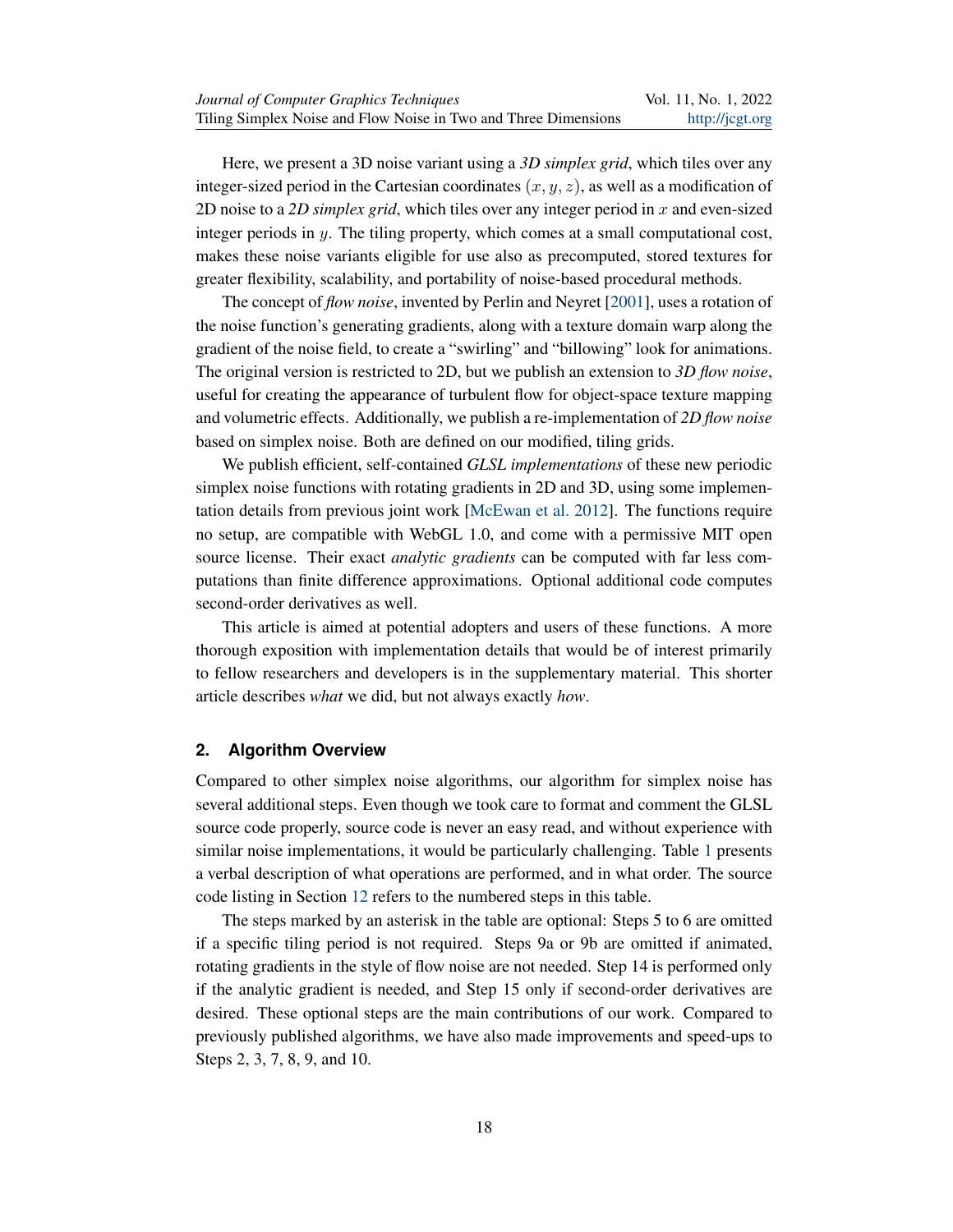Here, we present a 3D noise variant using a *3D simplex grid*, which tiles over any integer-sized period in the Cartesian coordinates $(x, y, z)$, as well as a modification of 2D noise to a *2D simplex grid*, which tiles over any integer period in $x$ and even-sized integer periods in $y$. The tiling property, which comes at a small computational cost, makes these noise variants eligible for use also as precomputed, stored textures for greater flexibility, scalability, and portability of noise-based procedural methods.

The concept of *flow noise*, invented by Perlin and Neyret [2001], uses a rotation of the noise function's generating gradients, along with a texture domain warp along the gradient of the noise field, to create a "swirling" and "billowing" look for animations. The original version is restricted to 2D, but we publish an extension to *3D flow noise*, useful for creating the appearance of turbulent flow for object-space texture mapping and volumetric effects. Additionally, we publish a re-implementation of *2D flow noise* based on simplex noise. Both are defined on our modified, tiling grids.

We publish efficient, self-contained *GLSL implementations* of these new periodic simplex noise functions with rotating gradients in 2D and 3D, using some implementation details from previous joint work [McEwan et al. 2012]. The functions require no setup, are compatible with WebGL 1.0, and come with a permissive MIT open source license. Their exact *analytic gradients* can be computed with far less computations than finite difference approximations. Optional additional code computes second-order derivatives as well.

This article is aimed at potential adopters and users of these functions. A more thorough exposition with implementation details that would be of interest primarily to fellow researchers and developers is in the supplementary material. This shorter article describes *what* we did, but not always exactly *how*.

## 2. Algorithm Overview

Compared to other simplex noise algorithms, our algorithm for simplex noise has several additional steps. Even though we took care to format and comment the GLSL source code properly, source code is never an easy read, and without experience with similar noise implementations, it would be particularly challenging. Table 1 presents a verbal description of what operations are performed, and in what order. The source code listing in Section 12 refers to the numbered steps in this table.

The steps marked by an asterisk in the table are optional: Steps 5 to 6 are omitted if a specific tiling period is not required. Steps 9a or 9b are omitted if animated, rotating gradients in the style of flow noise are not needed. Step 14 is performed only if the analytic gradient is needed, and Step 15 only if second-order derivatives are desired. These optional steps are the main contributions of our work. Compared to previously published algorithms, we have also made improvements and speed-ups to Steps 2, 3, 7, 8, 9, and 10.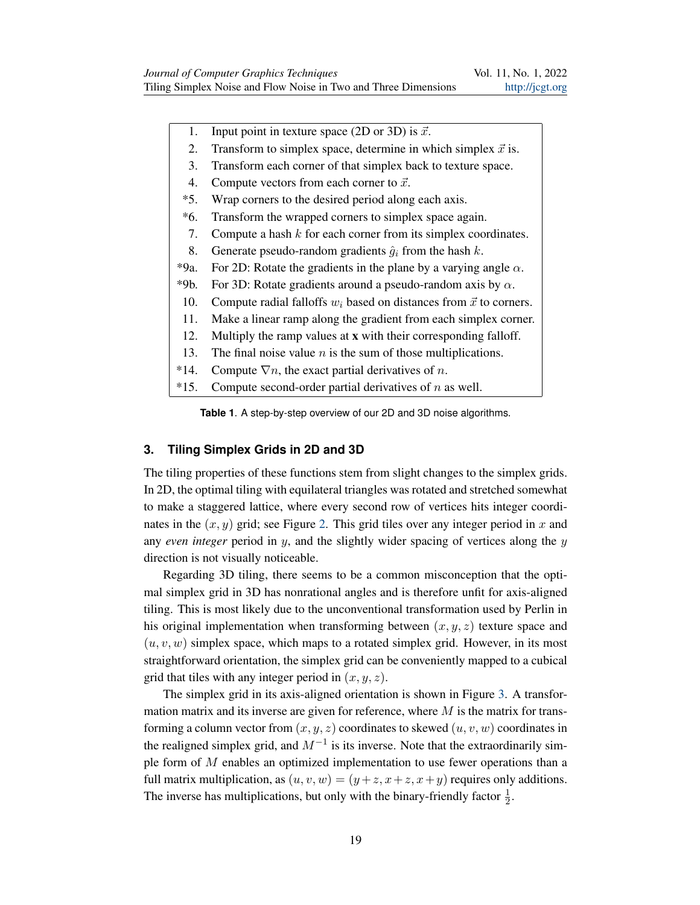| | |
|---|---|
| 1. | Input point in texture space (2D or 3D) is $\vec{x}$. |
| 2. | Transform to simplex space, determine in which simplex $\vec{x}$ is. |
| 3. | Transform each corner of that simplex back to texture space. |
| 4. | Compute vectors from each corner to $\vec{x}$. |
| *5. | Wrap corners to the desired period along each axis. |
| *6. | Transform the wrapped corners to simplex space again. |
| 7. | Compute a hash $k$ for each corner from its simplex coordinates. |
| 8. | Generate pseudo-random gradients $\hat{g}_i$ from the hash $k$. |
| *9a. | For 2D: Rotate the gradients in the plane by a varying angle $\alpha$. |
| *9b. | For 3D: Rotate gradients around a pseudo-random axis by $\alpha$. |
| 10. | Compute radial falloffs $w_i$ based on distances from $\vec{x}$ to corners. |
| 11. | Make a linear ramp along the gradient from each simplex corner. |
| 12. | Multiply the ramp values at **x** with their corresponding falloff. |
| 13. | The final noise value $n$ is the sum of those multiplications. |
| *14. | Compute $\nabla n$, the exact partial derivatives of $n$. |
| *15. | Compute second-order partial derivatives of $n$ as well. |

**Table 1**. A step-by-step overview of our 2D and 3D noise algorithms.

## 3. Tiling Simplex Grids in 2D and 3D

The tiling properties of these functions stem from slight changes to the simplex grids. In 2D, the optimal tiling with equilateral triangles was rotated and stretched somewhat to make a staggered lattice, where every second row of vertices hits integer coordinates in the $(x, y)$ grid; see Figure 2. This grid tiles over any integer period in $x$ and any *even integer* period in $y$, and the slightly wider spacing of vertices along the $y$ direction is not visually noticeable.

Regarding 3D tiling, there seems to be a common misconception that the optimal simplex grid in 3D has nonrational angles and is therefore unfit for axis-aligned tiling. This is most likely due to the unconventional transformation used by Perlin in his original implementation when transforming between $(x, y, z)$ texture space and $(u, v, w)$ simplex space, which maps to a rotated simplex grid. However, in its most straightforward orientation, the simplex grid can be conveniently mapped to a cubical grid that tiles with any integer period in $(x, y, z)$.

The simplex grid in its axis-aligned orientation is shown in Figure 3. A transformation matrix and its inverse are given for reference, where $M$ is the matrix for transforming a column vector from $(x, y, z)$ coordinates to skewed $(u, v, w)$ coordinates in the realigned simplex grid, and $M^{-1}$ is its inverse. Note that the extraordinarily simple form of $M$ enables an optimized implementation to use fewer operations than a full matrix multiplication, as $(u, v, w) = (y + z, x + z, x + y)$ requires only additions. The inverse has multiplications, but only with the binary-friendly factor $\frac{1}{2}$.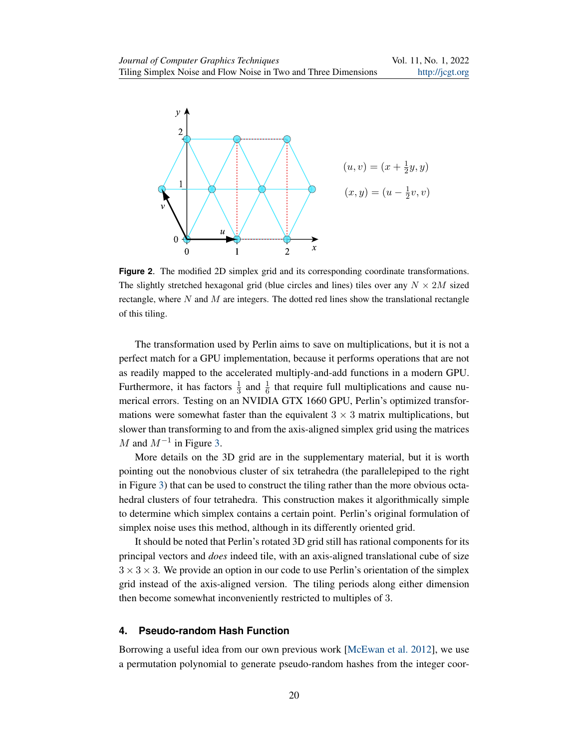$$(u, v) = (x + \tfrac{1}{2}y, y)$$

$$(x, y) = (u - \tfrac{1}{2}v, v)$$

**Figure 2**. The modified 2D simplex grid and its corresponding coordinate transformations. The slightly stretched hexagonal grid (blue circles and lines) tiles over any $N \times 2M$ sized rectangle, where $N$ and $M$ are integers. The dotted red lines show the translational rectangle of this tiling.

The transformation used by Perlin aims to save on multiplications, but it is not a perfect match for a GPU implementation, because it performs operations that are not as readily mapped to the accelerated multiply-and-add functions in a modern GPU. Furthermore, it has factors $\frac{1}{3}$ and $\frac{1}{6}$ that require full multiplications and cause numerical errors. Testing on an NVIDIA GTX 1660 GPU, Perlin's optimized transformations were somewhat faster than the equivalent $3 \times 3$ matrix multiplications, but slower than transforming to and from the axis-aligned simplex grid using the matrices $M$ and $M^{-1}$ in Figure 3.

More details on the 3D grid are in the supplementary material, but it is worth pointing out the nonobvious cluster of six tetrahedra (the parallelepiped to the right in Figure 3) that can be used to construct the tiling rather than the more obvious octahedral clusters of four tetrahedra. This construction makes it algorithmically simple to determine which simplex contains a certain point. Perlin's original formulation of simplex noise uses this method, although in its differently oriented grid.

It should be noted that Perlin's rotated 3D grid still has rational components for its principal vectors and *does* indeed tile, with an axis-aligned translational cube of size $3 \times 3 \times 3$. We provide an option in our code to use Perlin's orientation of the simplex grid instead of the axis-aligned version. The tiling periods along either dimension then become somewhat inconveniently restricted to multiples of 3.

## 4. Pseudo-random Hash Function

Borrowing a useful idea from our own previous work [McEwan et al. 2012], we use a permutation polynomial to generate pseudo-random hashes from the integer coor-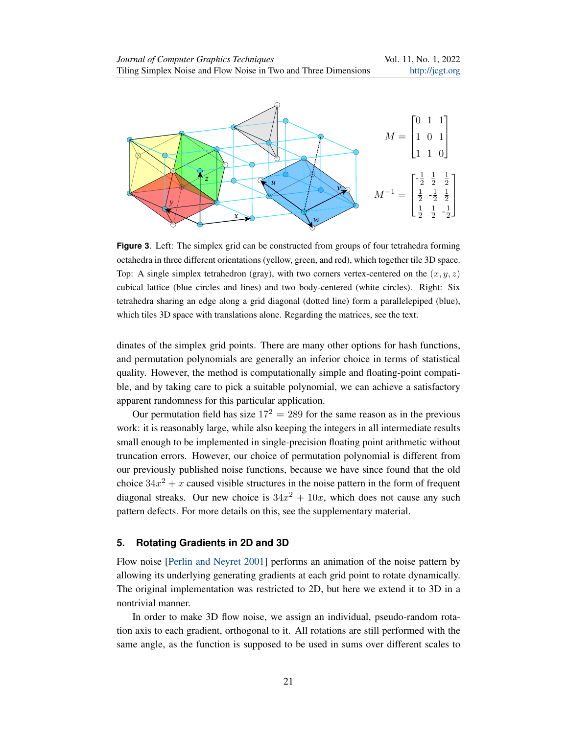$$M = \begin{bmatrix} 0 & 1 & 1 \\ 1 & 0 & 1 \\ 1 & 1 & 0 \end{bmatrix}$$

$$M^{-1} = \begin{bmatrix} -\frac{1}{2} & \frac{1}{2} & \frac{1}{2} \\ \frac{1}{2} & -\frac{1}{2} & \frac{1}{2} \\ \frac{1}{2} & \frac{1}{2} & -\frac{1}{2} \end{bmatrix}$$

**Figure 3**. Left: The simplex grid can be constructed from groups of four tetrahedra forming octahedra in three different orientations (yellow, green, and red), which together tile 3D space. Top: A single simplex tetrahedron (gray), with two corners vertex-centered on the $(x, y, z)$ cubical lattice (blue circles and lines) and two body-centered (white circles). Right: Six tetrahedra sharing an edge along a grid diagonal (dotted line) form a parallelepiped (blue), which tiles 3D space with translations alone. Regarding the matrices, see the text.

dinates of the simplex grid points. There are many other options for hash functions, and permutation polynomials are generally an inferior choice in terms of statistical quality. However, the method is computationally simple and floating-point compatible, and by taking care to pick a suitable polynomial, we can achieve a satisfactory apparent randomness for this particular application.

Our permutation field has size $17^2 = 289$ for the same reason as in the previous work: it is reasonably large, while also keeping the integers in all intermediate results small enough to be implemented in single-precision floating point arithmetic without truncation errors. However, our choice of permutation polynomial is different from our previously published noise functions, because we have since found that the old choice $34x^2 + x$ caused visible structures in the noise pattern in the form of frequent diagonal streaks. Our new choice is $34x^2 + 10x$, which does not cause any such pattern defects. For more details on this, see the supplementary material.

## 5. Rotating Gradients in 2D and 3D

Flow noise [Perlin and Neyret 2001] performs an animation of the noise pattern by allowing its underlying generating gradients at each grid point to rotate dynamically. The original implementation was restricted to 2D, but here we extend it to 3D in a nontrivial manner.

In order to make 3D flow noise, we assign an individual, pseudo-random rotation axis to each gradient, orthogonal to it. All rotations are still performed with the same angle, as the function is supposed to be used in sums over different scales to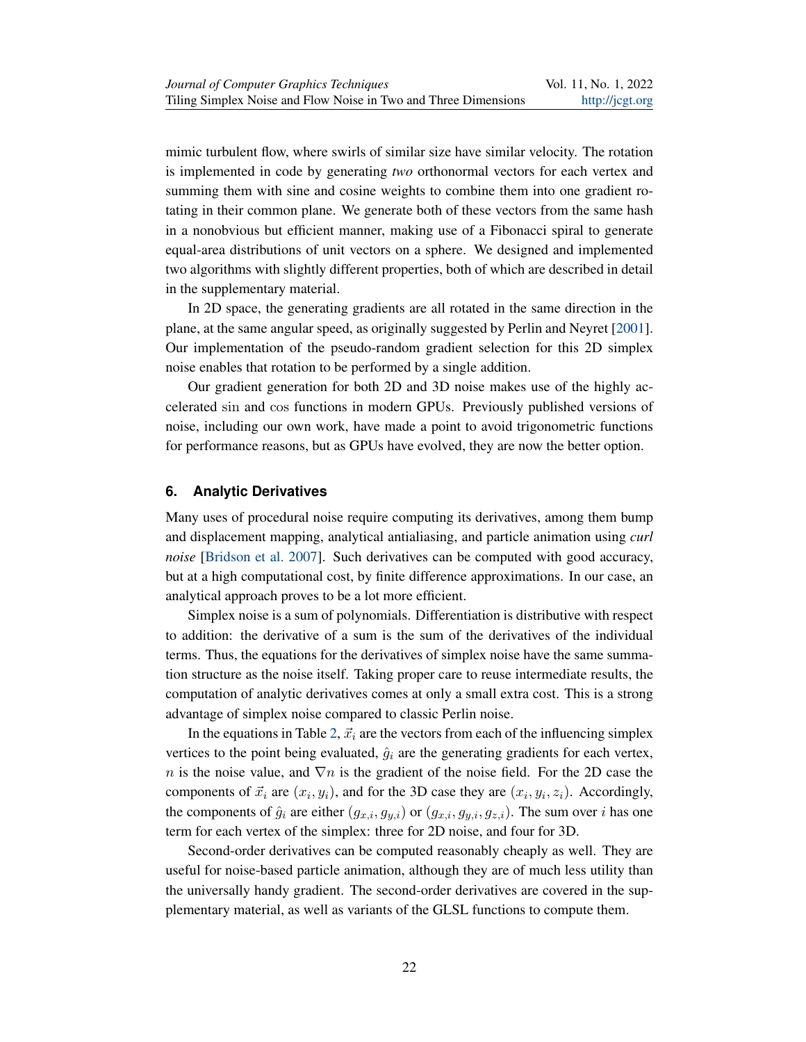mimic turbulent flow, where swirls of similar size have similar velocity. The rotation is implemented in code by generating *two* orthonormal vectors for each vertex and summing them with sine and cosine weights to combine them into one gradient rotating in their common plane. We generate both of these vectors from the same hash in a nonobvious but efficient manner, making use of a Fibonacci spiral to generate equal-area distributions of unit vectors on a sphere. We designed and implemented two algorithms with slightly different properties, both of which are described in detail in the supplementary material.

In 2D space, the generating gradients are all rotated in the same direction in the plane, at the same angular speed, as originally suggested by Perlin and Neyret [2001]. Our implementation of the pseudo-random gradient selection for this 2D simplex noise enables that rotation to be performed by a single addition.

Our gradient generation for both 2D and 3D noise makes use of the highly accelerated $\sin$ and $\cos$ functions in modern GPUs. Previously published versions of noise, including our own work, have made a point to avoid trigonometric functions for performance reasons, but as GPUs have evolved, they are now the better option.

## 6. Analytic Derivatives

Many uses of procedural noise require computing its derivatives, among them bump and displacement mapping, analytical antialiasing, and particle animation using *curl noise* [Bridson et al. 2007]. Such derivatives can be computed with good accuracy, but at a high computational cost, by finite difference approximations. In our case, an analytical approach proves to be a lot more efficient.

Simplex noise is a sum of polynomials. Differentiation is distributive with respect to addition: the derivative of a sum is the sum of the derivatives of the individual terms. Thus, the equations for the derivatives of simplex noise have the same summation structure as the noise itself. Taking proper care to reuse intermediate results, the computation of analytic derivatives comes at only a small extra cost. This is a strong advantage of simplex noise compared to classic Perlin noise.

In the equations in Table 2, $\vec{x}_i$ are the vectors from each of the influencing simplex vertices to the point being evaluated, $\hat{g}_i$ are the generating gradients for each vertex, $n$ is the noise value, and $\nabla n$ is the gradient of the noise field. For the 2D case the components of $\vec{x}_i$ are $(x_i, y_i)$, and for the 3D case they are $(x_i, y_i, z_i)$. Accordingly, the components of $\hat{g}_i$ are either $(g_{x,i}, g_{y,i})$ or $(g_{x,i}, g_{y,i}, g_{z,i})$. The sum over $i$ has one term for each vertex of the simplex: three for 2D noise, and four for 3D.

Second-order derivatives can be computed reasonably cheaply as well. They are useful for noise-based particle animation, although they are of much less utility than the universally handy gradient. The second-order derivatives are covered in the supplementary material, as well as variants of the GLSL functions to compute them.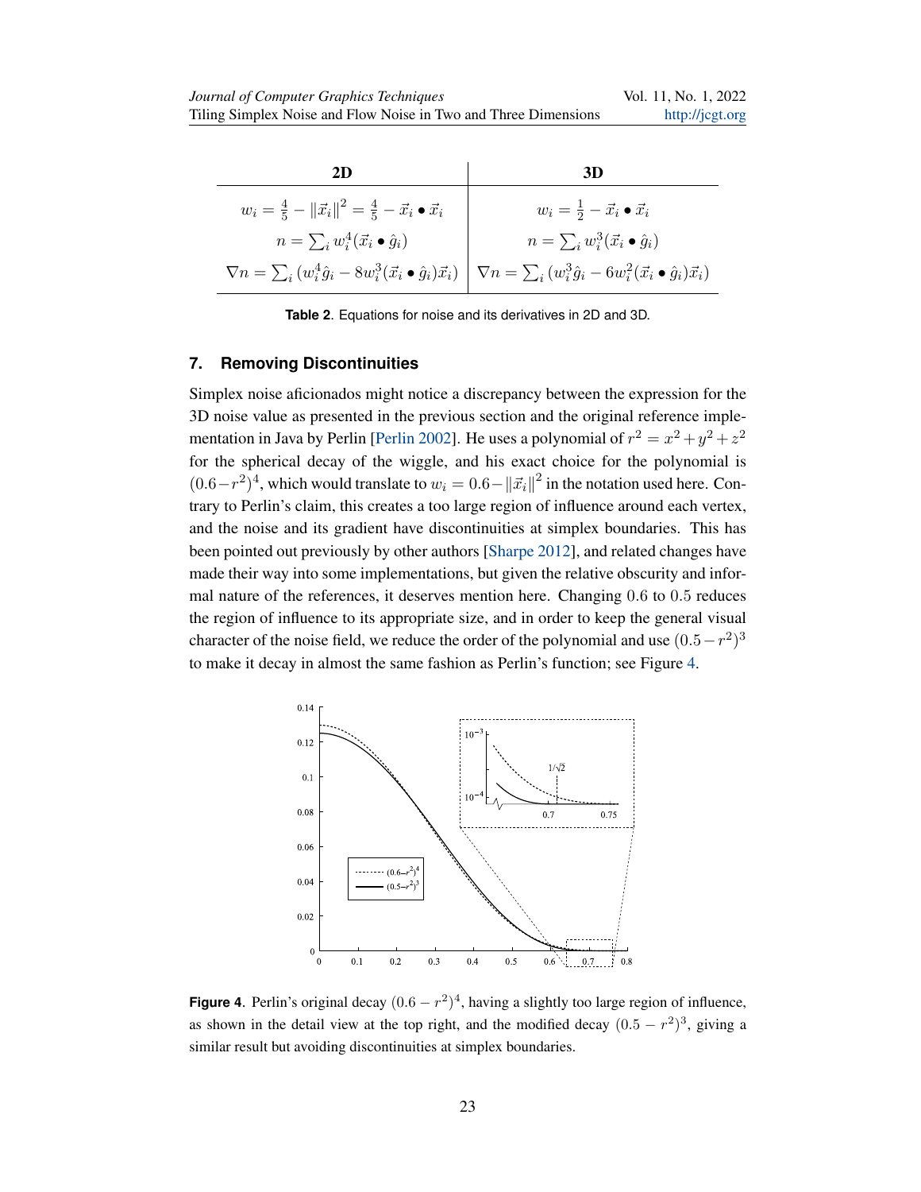| 2D | 3D |
|---|---|
| $w_i = \frac{4}{5} - \lVert\vec{x}_i\rVert^2 = \frac{4}{5} - \vec{x}_i \bullet \vec{x}_i$ | $w_i = \frac{1}{2} - \vec{x}_i \bullet \vec{x}_i$ |
| $n = \sum_i w_i^4 (\vec{x}_i \bullet \hat{g}_i)$ | $n = \sum_i w_i^3 (\vec{x}_i \bullet \hat{g}_i)$ |
| $\nabla n = \sum_i \left(w_i^4 \hat{g}_i - 8 w_i^3 (\vec{x}_i \bullet \hat{g}_i)\vec{x}_i\right)$ | $\nabla n = \sum_i \left(w_i^3 \hat{g}_i - 6 w_i^2 (\vec{x}_i \bullet \hat{g}_i)\vec{x}_i\right)$ |

**Table 2**. Equations for noise and its derivatives in 2D and 3D.

## 7. Removing Discontinuities

Simplex noise aficionados might notice a discrepancy between the expression for the 3D noise value as presented in the previous section and the original reference implementation in Java by Perlin [Perlin 2002]. He uses a polynomial of $r^2 = x^2 + y^2 + z^2$ for the spherical decay of the wiggle, and his exact choice for the polynomial is $(0.6 - r^2)^4$, which would translate to $w_i = 0.6 - \lVert\vec{x}_i\rVert^2$ in the notation used here. Contrary to Perlin's claim, this creates a too large region of influence around each vertex, and the noise and its gradient have discontinuities at simplex boundaries. This has been pointed out previously by other authors [Sharpe 2012], and related changes have made their way into some implementations, but given the relative obscurity and informal nature of the references, it deserves mention here. Changing $0.6$ to $0.5$ reduces the region of influence to its appropriate size, and in order to keep the general visual character of the noise field, we reduce the order of the polynomial and use $(0.5 - r^2)^3$ to make it decay in almost the same fashion as Perlin's function; see Figure 4.

**Figure 4**. Perlin's original decay $(0.6 - r^2)^4$, having a slightly too large region of influence, as shown in the detail view at the top right, and the modified decay $(0.5 - r^2)^3$, giving a similar result but avoiding discontinuities at simplex boundaries.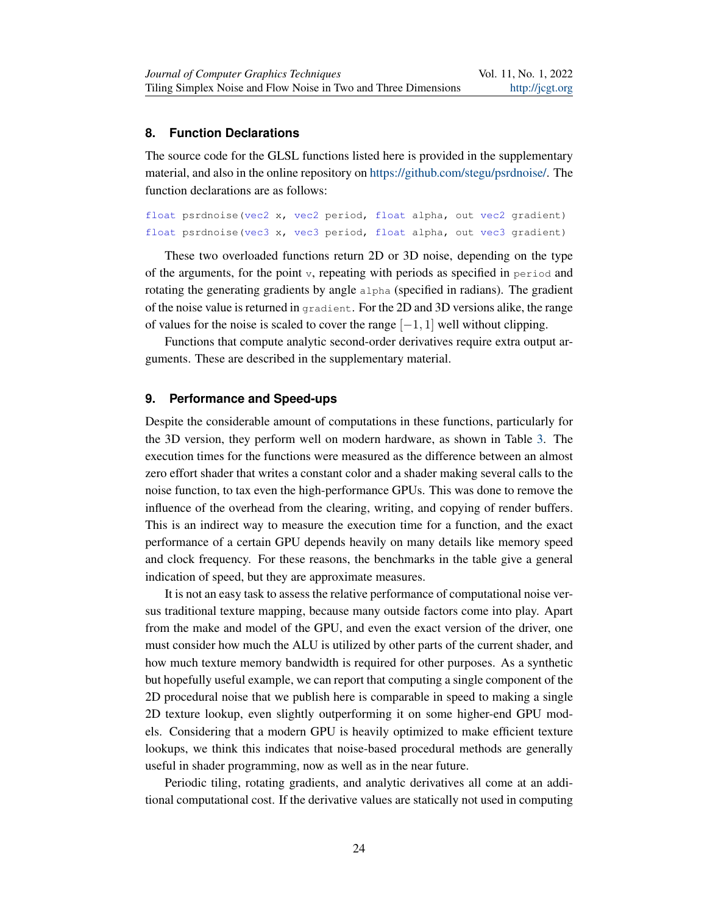## 8. Function Declarations

The source code for the GLSL functions listed here is provided in the supplementary material, and also in the online repository on https://github.com/stegu/psrdnoise/. The function declarations are as follows:

```
float psrdnoise(vec2 x, vec2 period, float alpha, out vec2 gradient)
float psrdnoise(vec3 x, vec3 period, float alpha, out vec3 gradient)
```

These two overloaded functions return 2D or 3D noise, depending on the type of the arguments, for the point `v`, repeating with periods as specified in `period` and rotating the generating gradients by angle `alpha` (specified in radians). The gradient of the noise value is returned in `gradient`. For the 2D and 3D versions alike, the range of values for the noise is scaled to cover the range $[-1, 1]$ well without clipping.

Functions that compute analytic second-order derivatives require extra output arguments. These are described in the supplementary material.

## 9. Performance and Speed-ups

Despite the considerable amount of computations in these functions, particularly for the 3D version, they perform well on modern hardware, as shown in Table 3. The execution times for the functions were measured as the difference between an almost zero effort shader that writes a constant color and a shader making several calls to the noise function, to tax even the high-performance GPUs. This was done to remove the influence of the overhead from the clearing, writing, and copying of render buffers. This is an indirect way to measure the execution time for a function, and the exact performance of a certain GPU depends heavily on many details like memory speed and clock frequency. For these reasons, the benchmarks in the table give a general indication of speed, but they are approximate measures.

It is not an easy task to assess the relative performance of computational noise versus traditional texture mapping, because many outside factors come into play. Apart from the make and model of the GPU, and even the exact version of the driver, one must consider how much the ALU is utilized by other parts of the current shader, and how much texture memory bandwidth is required for other purposes. As a synthetic but hopefully useful example, we can report that computing a single component of the 2D procedural noise that we publish here is comparable in speed to making a single 2D texture lookup, even slightly outperforming it on some higher-end GPU models. Considering that a modern GPU is heavily optimized to make efficient texture lookups, we think this indicates that noise-based procedural methods are generally useful in shader programming, now as well as in the near future.

Periodic tiling, rotating gradients, and analytic derivatives all come at an additional computational cost. If the derivative values are statically not used in computing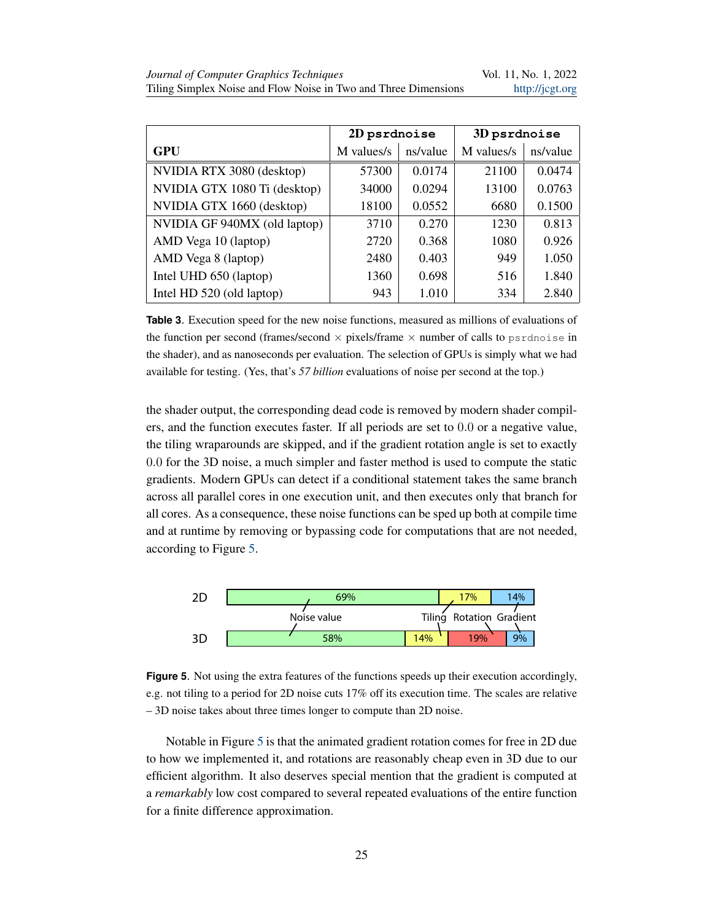| GPU | 2D `psrdnoise` | | 3D `psrdnoise` | |
|---|---|---|---|---|
| | M values/s | ns/value | M values/s | ns/value |
| NVIDIA RTX 3080 (desktop) | 57300 | 0.0174 | 21100 | 0.0474 |
| NVIDIA GTX 1080 Ti (desktop) | 34000 | 0.0294 | 13100 | 0.0763 |
| NVIDIA GTX 1660 (desktop) | 18100 | 0.0552 | 6680 | 0.1500 |
| NVIDIA GF 940MX (old laptop) | 3710 | 0.270 | 1230 | 0.813 |
| AMD Vega 10 (laptop) | 2720 | 0.368 | 1080 | 0.926 |
| AMD Vega 8 (laptop) | 2480 | 0.403 | 949 | 1.050 |
| Intel UHD 650 (laptop) | 1360 | 0.698 | 516 | 1.840 |
| Intel HD 520 (old laptop) | 943 | 1.010 | 334 | 2.840 |

**Table 3**. Execution speed for the new noise functions, measured as millions of evaluations of the function per second (frames/second × pixels/frame × number of calls to `psrdnoise` in the shader), and as nanoseconds per evaluation. The selection of GPUs is simply what we had available for testing. (Yes, that's *57 billion* evaluations of noise per second at the top.)

the shader output, the corresponding dead code is removed by modern shader compilers, and the function executes faster. If all periods are set to 0.0 or a negative value, the tiling wraparounds are skipped, and if the gradient rotation angle is set to exactly 0.0 for the 3D noise, a much simpler and faster method is used to compute the static gradients. Modern GPUs can detect if a conditional statement takes the same branch across all parallel cores in one execution unit, and then executes only that branch for all cores. As a consequence, these noise functions can be sped up both at compile time and at runtime by removing or bypassing code for computations that are not needed, according to Figure 5.

| | Noise value | Tiling | Rotation | Gradient |
|---|---|---|---|---|
| 2D | 69% | 17% | – | 14% |
| 3D | 58% | 14% | 19% | 9% |

**Figure 5**. Not using the extra features of the functions speeds up their execution accordingly, e.g. not tiling to a period for 2D noise cuts 17% off its execution time. The scales are relative – 3D noise takes about three times longer to compute than 2D noise.

Notable in Figure 5 is that the animated gradient rotation comes for free in 2D due to how we implemented it, and rotations are reasonably cheap even in 3D due to our efficient algorithm. It also deserves special mention that the gradient is computed at a *remarkably* low cost compared to several repeated evaluations of the entire function for a finite difference approximation.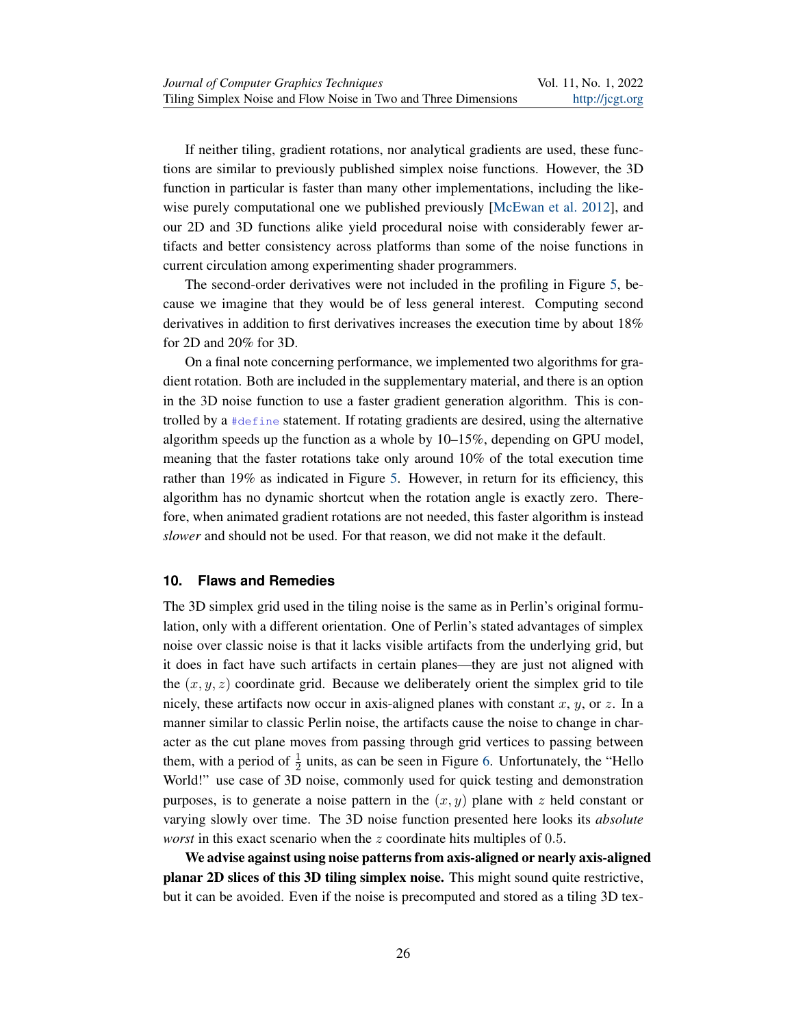If neither tiling, gradient rotations, nor analytical gradients are used, these functions are similar to previously published simplex noise functions. However, the 3D function in particular is faster than many other implementations, including the likewise purely computational one we published previously [McEwan et al. 2012], and our 2D and 3D functions alike yield procedural noise with considerably fewer artifacts and better consistency across platforms than some of the noise functions in current circulation among experimenting shader programmers.

The second-order derivatives were not included in the profiling in Figure 5, because we imagine that they would be of less general interest. Computing second derivatives in addition to first derivatives increases the execution time by about 18% for 2D and 20% for 3D.

On a final note concerning performance, we implemented two algorithms for gradient rotation. Both are included in the supplementary material, and there is an option in the 3D noise function to use a faster gradient generation algorithm. This is controlled by a `#define` statement. If rotating gradients are desired, using the alternative algorithm speeds up the function as a whole by 10–15%, depending on GPU model, meaning that the faster rotations take only around 10% of the total execution time rather than 19% as indicated in Figure 5. However, in return for its efficiency, this algorithm has no dynamic shortcut when the rotation angle is exactly zero. Therefore, when animated gradient rotations are not needed, this faster algorithm is instead *slower* and should not be used. For that reason, we did not make it the default.

## 10. Flaws and Remedies

The 3D simplex grid used in the tiling noise is the same as in Perlin's original formulation, only with a different orientation. One of Perlin's stated advantages of simplex noise over classic noise is that it lacks visible artifacts from the underlying grid, but it does in fact have such artifacts in certain planes—they are just not aligned with the $(x, y, z)$ coordinate grid. Because we deliberately orient the simplex grid to tile nicely, these artifacts now occur in axis-aligned planes with constant $x$, $y$, or $z$. In a manner similar to classic Perlin noise, the artifacts cause the noise to change in character as the cut plane moves from passing through grid vertices to passing between them, with a period of $\frac{1}{2}$ units, as can be seen in Figure 6. Unfortunately, the "Hello World!" use case of 3D noise, commonly used for quick testing and demonstration purposes, is to generate a noise pattern in the $(x, y)$ plane with $z$ held constant or varying slowly over time. The 3D noise function presented here looks its *absolute worst* in this exact scenario when the $z$ coordinate hits multiples of $0.5$.

**We advise against using noise patterns from axis-aligned or nearly axis-aligned planar 2D slices of this 3D tiling simplex noise.** This might sound quite restrictive, but it can be avoided. Even if the noise is precomputed and stored as a tiling 3D tex-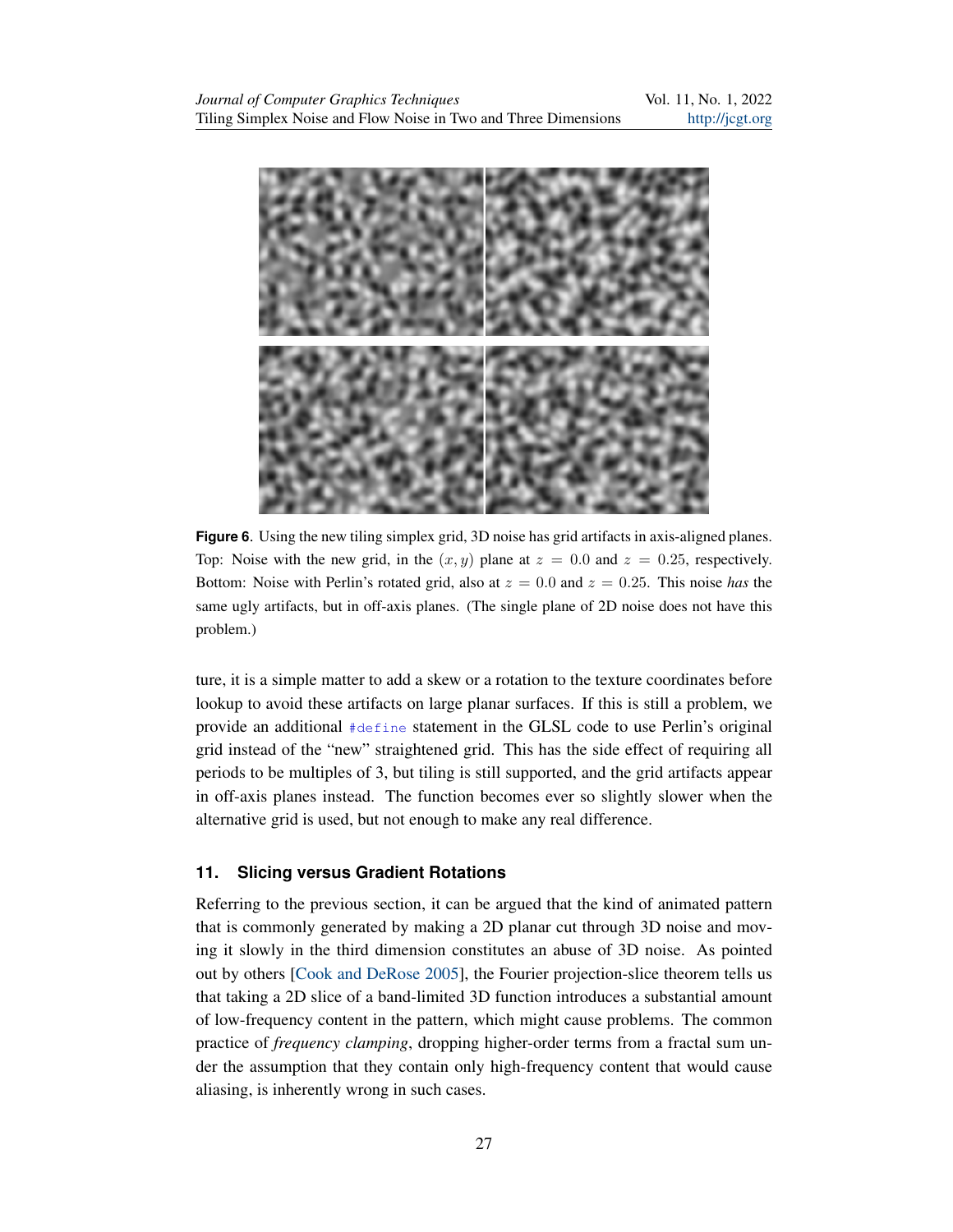**Figure 6**. Using the new tiling simplex grid, 3D noise has grid artifacts in axis-aligned planes. Top: Noise with the new grid, in the $(x, y)$ plane at $z = 0.0$ and $z = 0.25$, respectively. Bottom: Noise with Perlin's rotated grid, also at $z = 0.0$ and $z = 0.25$. This noise *has* the same ugly artifacts, but in off-axis planes. (The single plane of 2D noise does not have this problem.)

ture, it is a simple matter to add a skew or a rotation to the texture coordinates before lookup to avoid these artifacts on large planar surfaces. If this is still a problem, we provide an additional `#define` statement in the GLSL code to use Perlin's original grid instead of the "new" straightened grid. This has the side effect of requiring all periods to be multiples of 3, but tiling is still supported, and the grid artifacts appear in off-axis planes instead. The function becomes ever so slightly slower when the alternative grid is used, but not enough to make any real difference.

## 11. Slicing versus Gradient Rotations

Referring to the previous section, it can be argued that the kind of animated pattern that is commonly generated by making a 2D planar cut through 3D noise and moving it slowly in the third dimension constitutes an abuse of 3D noise. As pointed out by others [Cook and DeRose 2005], the Fourier projection-slice theorem tells us that taking a 2D slice of a band-limited 3D function introduces a substantial amount of low-frequency content in the pattern, which might cause problems. The common practice of *frequency clamping*, dropping higher-order terms from a fractal sum under the assumption that they contain only high-frequency content that would cause aliasing, is inherently wrong in such cases.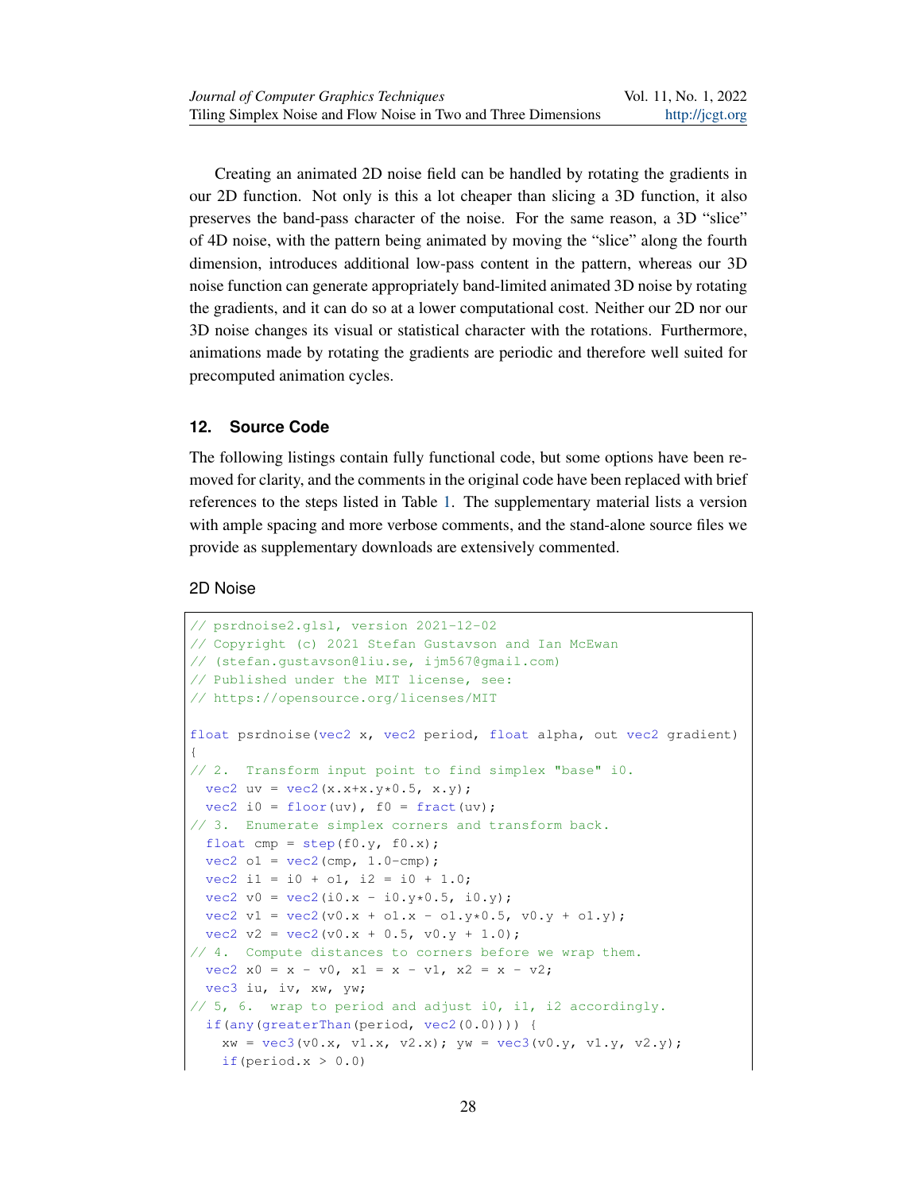Creating an animated 2D noise field can be handled by rotating the gradients in our 2D function. Not only is this a lot cheaper than slicing a 3D function, it also preserves the band-pass character of the noise. For the same reason, a 3D "slice" of 4D noise, with the pattern being animated by moving the "slice" along the fourth dimension, introduces additional low-pass content in the pattern, whereas our 3D noise function can generate appropriately band-limited animated 3D noise by rotating the gradients, and it can do so at a lower computational cost. Neither our 2D nor our 3D noise changes its visual or statistical character with the rotations. Furthermore, animations made by rotating the gradients are periodic and therefore well suited for precomputed animation cycles.

## 12. Source Code

The following listings contain fully functional code, but some options have been removed for clarity, and the comments in the original code have been replaced with brief references to the steps listed in Table 1. The supplementary material lists a version with ample spacing and more verbose comments, and the stand-alone source files we provide as supplementary downloads are extensively commented.

### 2D Noise

```
// psrdnoise2.glsl, version 2021-12-02
// Copyright (c) 2021 Stefan Gustavson and Ian McEwan
// (stefan.gustavson@liu.se, ijm567@gmail.com)
// Published under the MIT license, see:
// https://opensource.org/licenses/MIT

float psrdnoise(vec2 x, vec2 period, float alpha, out vec2 gradient)
{
// 2.  Transform input point to find simplex "base" i0.
  vec2 uv = vec2(x.x+x.y*0.5, x.y);
  vec2 i0 = floor(uv), f0 = fract(uv);
// 3.  Enumerate simplex corners and transform back.
  float cmp = step(f0.y, f0.x);
  vec2 o1 = vec2(cmp, 1.0-cmp);
  vec2 i1 = i0 + o1, i2 = i0 + 1.0;
  vec2 v0 = vec2(i0.x - i0.y*0.5, i0.y);
  vec2 v1 = vec2(v0.x + o1.x - o1.y*0.5, v0.y + o1.y);
  vec2 v2 = vec2(v0.x + 0.5, v0.y + 1.0);
// 4.  Compute distances to corners before we wrap them.
  vec2 x0 = x - v0, x1 = x - v1, x2 = x - v2;
  vec3 iu, iv, xw, yw;
// 5, 6.  wrap to period and adjust i0, i1, i2 accordingly.
  if(any(greaterThan(period, vec2(0.0)))) {
    xw = vec3(v0.x, v1.x, v2.x); yw = vec3(v0.y, v1.y, v2.y);
    if(period.x > 0.0)
```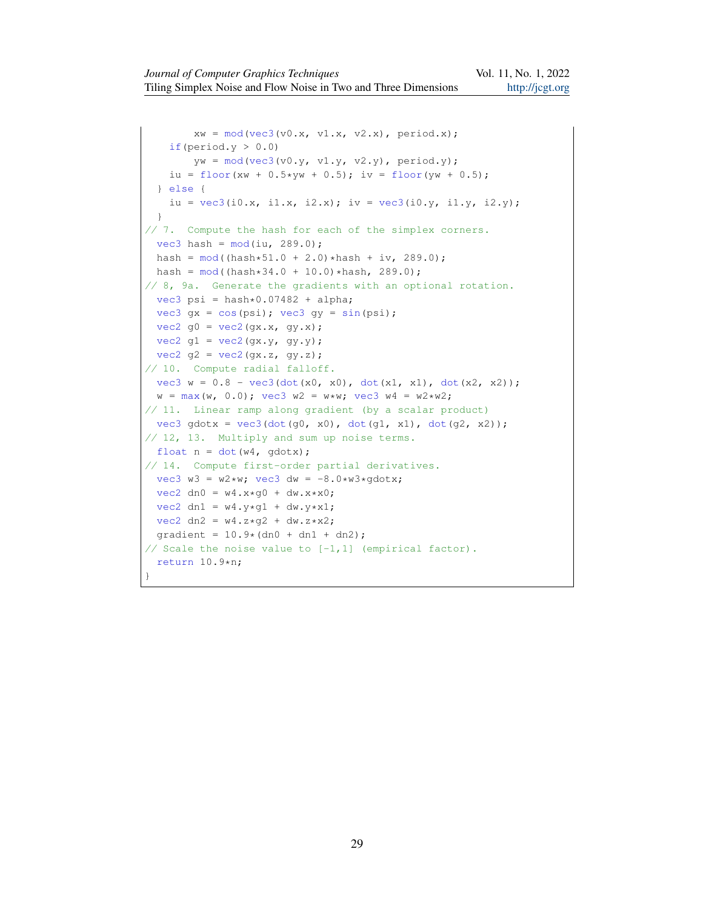```
        xw = mod(vec3(v0.x, v1.x, v2.x), period.x);
    if(period.y > 0.0)
        yw = mod(vec3(v0.y, v1.y, v2.y), period.y);
    iu = floor(xw + 0.5*yw + 0.5); iv = floor(yw + 0.5);
  } else {
    iu = vec3(i0.x, i1.x, i2.x); iv = vec3(i0.y, i1.y, i2.y);
  }
// 7.  Compute the hash for each of the simplex corners.
  vec3 hash = mod(iu, 289.0);
  hash = mod((hash*51.0 + 2.0)*hash + iv, 289.0);
  hash = mod((hash*34.0 + 10.0)*hash, 289.0);
// 8, 9a.  Generate the gradients with an optional rotation.
  vec3 psi = hash*0.07482 + alpha;
  vec3 gx = cos(psi); vec3 gy = sin(psi);
  vec2 g0 = vec2(gx.x, gy.x);
  vec2 g1 = vec2(gx.y, gy.y);
  vec2 g2 = vec2(gx.z, gy.z);
// 10.  Compute radial falloff.
  vec3 w = 0.8 - vec3(dot(x0, x0), dot(x1, x1), dot(x2, x2));
  w = max(w, 0.0); vec3 w2 = w*w; vec3 w4 = w2*w2;
// 11.  Linear ramp along gradient (by a scalar product)
  vec3 gdotx = vec3(dot(g0, x0), dot(g1, x1), dot(g2, x2));
// 12, 13.  Multiply and sum up noise terms.
  float n = dot(w4, gdotx);
// 14.  Compute first-order partial derivatives.
  vec3 w3 = w2*w; vec3 dw = -8.0*w3*gdotx;
  vec2 dn0 = w4.x*g0 + dw.x*x0;
  vec2 dn1 = w4.y*g1 + dw.y*x1;
  vec2 dn2 = w4.z*g2 + dw.z*x2;
  gradient = 10.9*(dn0 + dn1 + dn2);
// Scale the noise value to [-1,1] (empirical factor).
  return 10.9*n;
}
```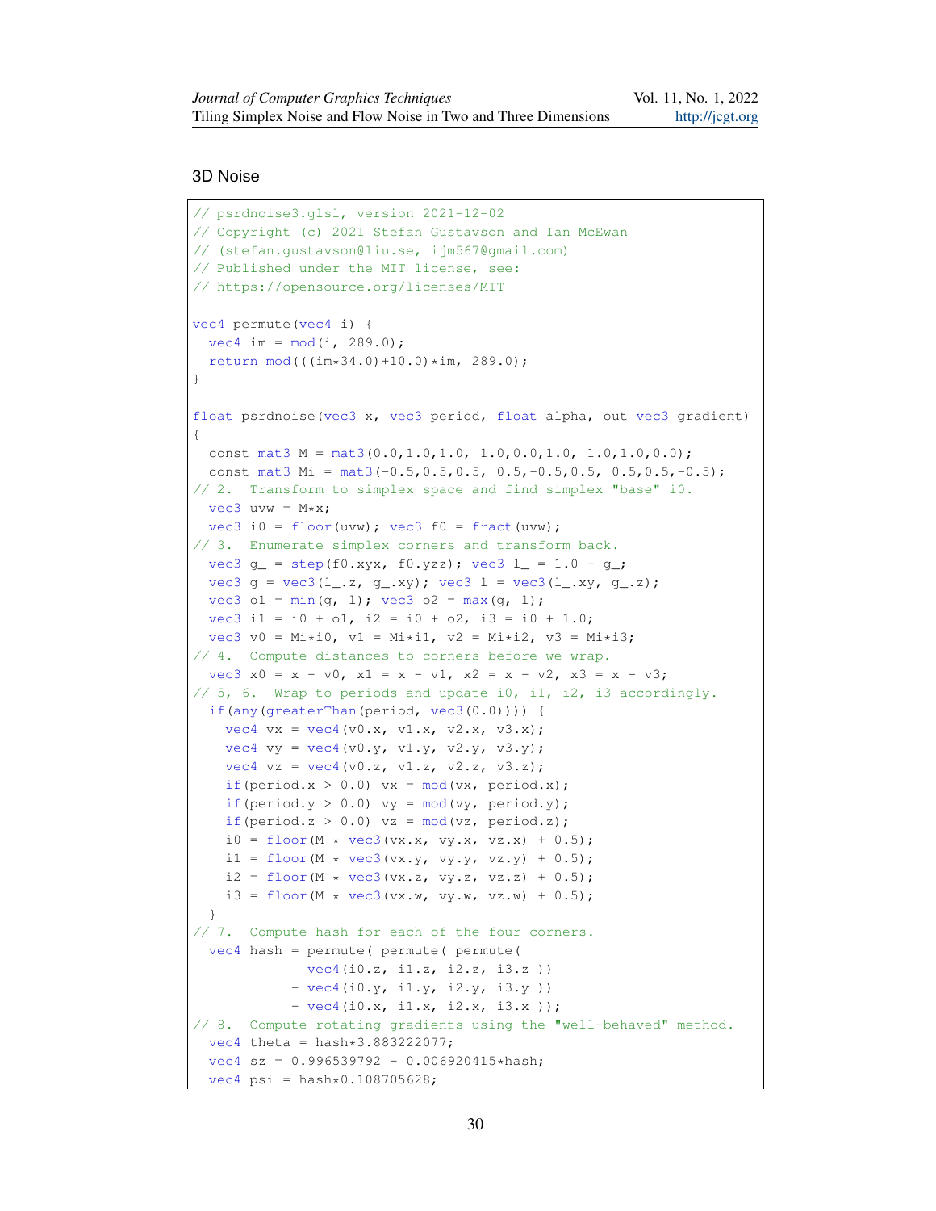### 3D Noise

```
// psrdnoise3.glsl, version 2021-12-02
// Copyright (c) 2021 Stefan Gustavson and Ian McEwan
// (stefan.gustavson@liu.se, ijm567@gmail.com)
// Published under the MIT license, see:
// https://opensource.org/licenses/MIT

vec4 permute(vec4 i) {
  vec4 im = mod(i, 289.0);
  return mod(((im*34.0)+10.0)*im, 289.0);
}

float psrdnoise(vec3 x, vec3 period, float alpha, out vec3 gradient)
{
  const mat3 M = mat3(0.0,1.0,1.0, 1.0,0.0,1.0, 1.0,1.0,0.0);
  const mat3 Mi = mat3(-0.5,0.5,0.5, 0.5,-0.5,0.5, 0.5,0.5,-0.5);
// 2.  Transform to simplex space and find simplex "base" i0.
  vec3 uvw = M*x;
  vec3 i0 = floor(uvw); vec3 f0 = fract(uvw);
// 3.  Enumerate simplex corners and transform back.
  vec3 g_ = step(f0.xyx, f0.yzz); vec3 l_ = 1.0 - g_;
  vec3 g = vec3(l_.z, g_.xy); vec3 l = vec3(l_.xy, g_.z);
  vec3 o1 = min(g, l); vec3 o2 = max(g, l);
  vec3 i1 = i0 + o1, i2 = i0 + o2, i3 = i0 + 1.0;
  vec3 v0 = Mi*i0, v1 = Mi*i1, v2 = Mi*i2, v3 = Mi*i3;
// 4.  Compute distances to corners before we wrap.
  vec3 x0 = x - v0, x1 = x - v1, x2 = x - v2, x3 = x - v3;
// 5, 6.  Wrap to periods and update i0, i1, i2, i3 accordingly.
  if(any(greaterThan(period, vec3(0.0)))) {
    vec4 vx = vec4(v0.x, v1.x, v2.x, v3.x);
    vec4 vy = vec4(v0.y, v1.y, v2.y, v3.y);
    vec4 vz = vec4(v0.z, v1.z, v2.z, v3.z);
    if(period.x > 0.0) vx = mod(vx, period.x);
    if(period.y > 0.0) vy = mod(vy, period.y);
    if(period.z > 0.0) vz = mod(vz, period.z);
    i0 = floor(M * vec3(vx.x, vy.x, vz.x) + 0.5);
    i1 = floor(M * vec3(vx.y, vy.y, vz.y) + 0.5);
    i2 = floor(M * vec3(vx.z, vy.z, vz.z) + 0.5);
    i3 = floor(M * vec3(vx.w, vy.w, vz.w) + 0.5);
  }
// 7.  Compute hash for each of the four corners.
  vec4 hash = permute( permute( permute(
              vec4(i0.z, i1.z, i2.z, i3.z ))
            + vec4(i0.y, i1.y, i2.y, i3.y ))
            + vec4(i0.x, i1.x, i2.x, i3.x ));
// 8.  Compute rotating gradients using the "well-behaved" method.
  vec4 theta = hash*3.883222077;
  vec4 sz = 0.996539792 - 0.006920415*hash;
  vec4 psi = hash*0.108705628;
```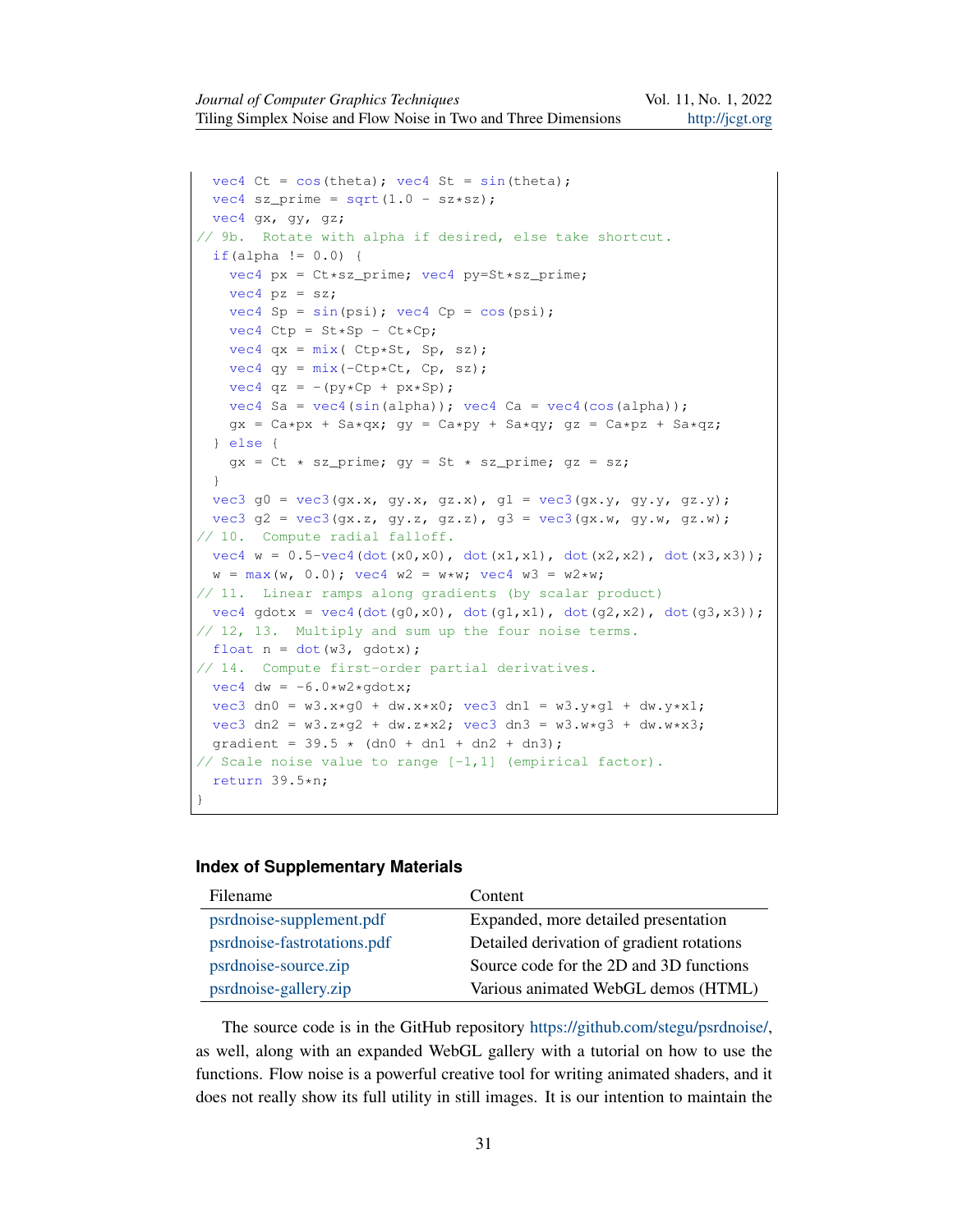```
  vec4 Ct = cos(theta); vec4 St = sin(theta);
  vec4 sz_prime = sqrt(1.0 - sz*sz);
  vec4 gx, gy, gz;
// 9b.  Rotate with alpha if desired, else take shortcut.
  if(alpha != 0.0) {
    vec4 px = Ct*sz_prime; vec4 py=St*sz_prime;
    vec4 pz = sz;
    vec4 Sp = sin(psi); vec4 Cp = cos(psi);
    vec4 Ctp = St*Sp - Ct*Cp;
    vec4 qx = mix( Ctp*St, Sp, sz);
    vec4 qy = mix(-Ctp*Ct, Cp, sz);
    vec4 qz = -(py*Cp + px*Sp);
    vec4 Sa = vec4(sin(alpha)); vec4 Ca = vec4(cos(alpha));
    gx = Ca*px + Sa*qx; gy = Ca*py + Sa*qy; gz = Ca*pz + Sa*qz;
  } else {
    gx = Ct * sz_prime; gy = St * sz_prime; gz = sz;
  }
  vec3 g0 = vec3(gx.x, gy.x, gz.x), g1 = vec3(gx.y, gy.y, gz.y);
  vec3 g2 = vec3(gx.z, gy.z, gz.z), g3 = vec3(gx.w, gy.w, gz.w);
// 10.  Compute radial falloff.
  vec4 w = 0.5-vec4(dot(x0,x0), dot(x1,x1), dot(x2,x2), dot(x3,x3));
  w = max(w, 0.0); vec4 w2 = w*w; vec4 w3 = w2*w;
// 11.  Linear ramps along gradients (by scalar product)
  vec4 gdotx = vec4(dot(g0,x0), dot(g1,x1), dot(g2,x2), dot(g3,x3));
// 12, 13.  Multiply and sum up the four noise terms.
  float n = dot(w3, gdotx);
// 14.  Compute first-order partial derivatives.
  vec4 dw = -6.0*w2*gdotx;
  vec3 dn0 = w3.x*g0 + dw.x*x0; vec3 dn1 = w3.y*g1 + dw.y*x1;
  vec3 dn2 = w3.z*g2 + dw.z*x2; vec3 dn3 = w3.w*g3 + dw.w*x3;
  gradient = 39.5 * (dn0 + dn1 + dn2 + dn3);
// Scale noise value to range [-1,1] (empirical factor).
  return 39.5*n;
}
```

### Index of Supplementary Materials

| Filename | Content |
|---|---|
| psrdnoise-supplement.pdf | Expanded, more detailed presentation |
| psrdnoise-fastrotations.pdf | Detailed derivation of gradient rotations |
| psrdnoise-source.zip | Source code for the 2D and 3D functions |
| psrdnoise-gallery.zip | Various animated WebGL demos (HTML) |

The source code is in the GitHub repository https://github.com/stegu/psrdnoise/, as well, along with an expanded WebGL gallery with a tutorial on how to use the functions. Flow noise is a powerful creative tool for writing animated shaders, and it does not really show its full utility in still images. It is our intention to maintain the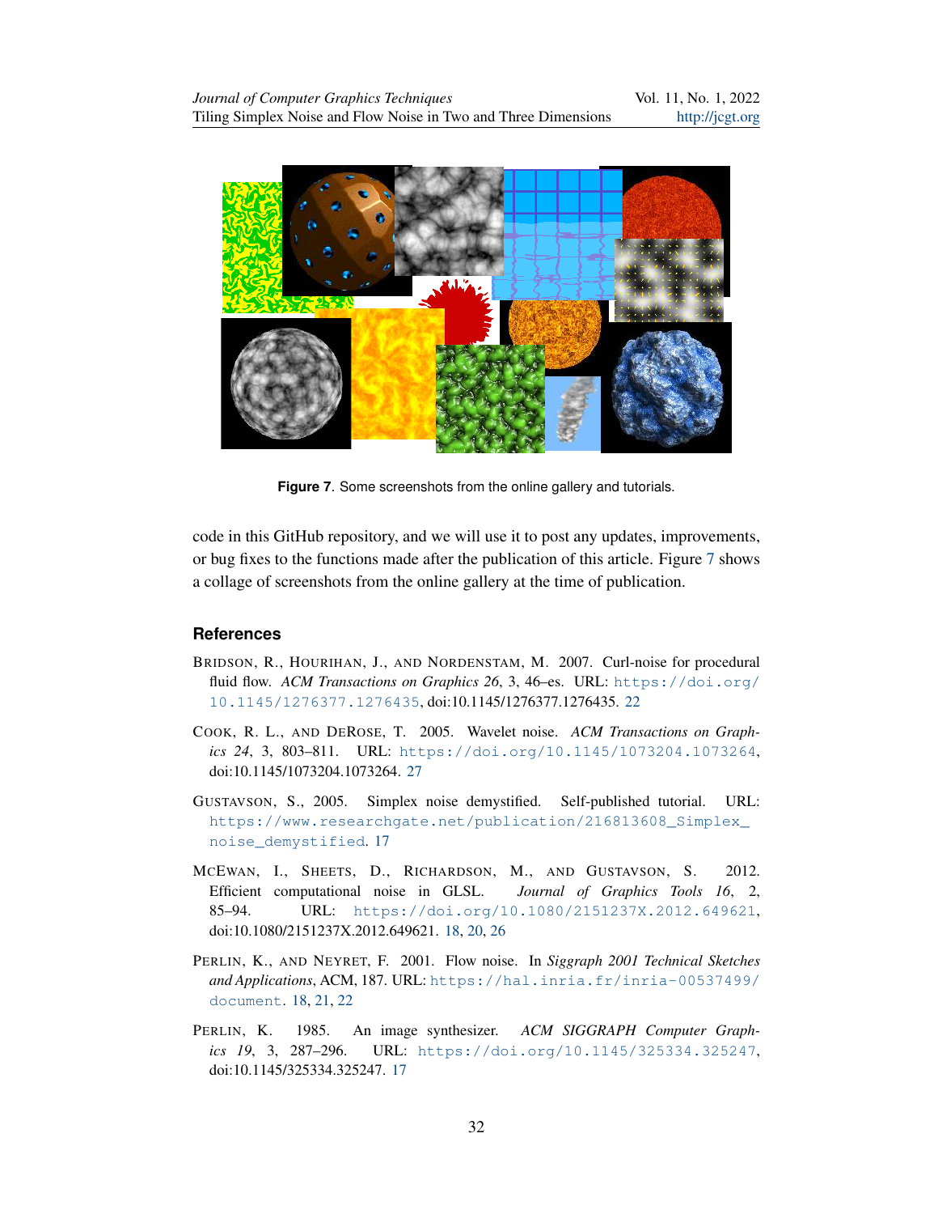**Figure 7**. Some screenshots from the online gallery and tutorials.

code in this GitHub repository, and we will use it to post any updates, improvements, or bug fixes to the functions made after the publication of this article. Figure 7 shows a collage of screenshots from the online gallery at the time of publication.

## References

Bridson, R., Hourihan, J., and Nordenstam, M. 2007. Curl-noise for procedural fluid flow. *ACM Transactions on Graphics 26*, 3, 46–es. URL: https://doi.org/10.1145/1276377.1276435, doi:10.1145/1276377.1276435. 22

Cook, R. L., and DeRose, T. 2005. Wavelet noise. *ACM Transactions on Graphics 24*, 3, 803–811. URL: https://doi.org/10.1145/1073204.1073264, doi:10.1145/1073204.1073264. 27

Gustavson, S., 2005. Simplex noise demystified. Self-published tutorial. URL: https://www.researchgate.net/publication/216813608_Simplex_noise_demystified. 17

McEwan, I., Sheets, D., Richardson, M., and Gustavson, S. 2012. Efficient computational noise in GLSL. *Journal of Graphics Tools 16*, 2, 85–94. URL: https://doi.org/10.1080/2151237X.2012.649621, doi:10.1080/2151237X.2012.649621. 18, 20, 26

Perlin, K., and Neyret, F. 2001. Flow noise. In *Siggraph 2001 Technical Sketches and Applications*, ACM, 187. URL: https://hal.inria.fr/inria-00537499/document. 18, 21, 22

Perlin, K. 1985. An image synthesizer. *ACM SIGGRAPH Computer Graphics 19*, 3, 287–296. URL: https://doi.org/10.1145/325334.325247, doi:10.1145/325334.325247. 17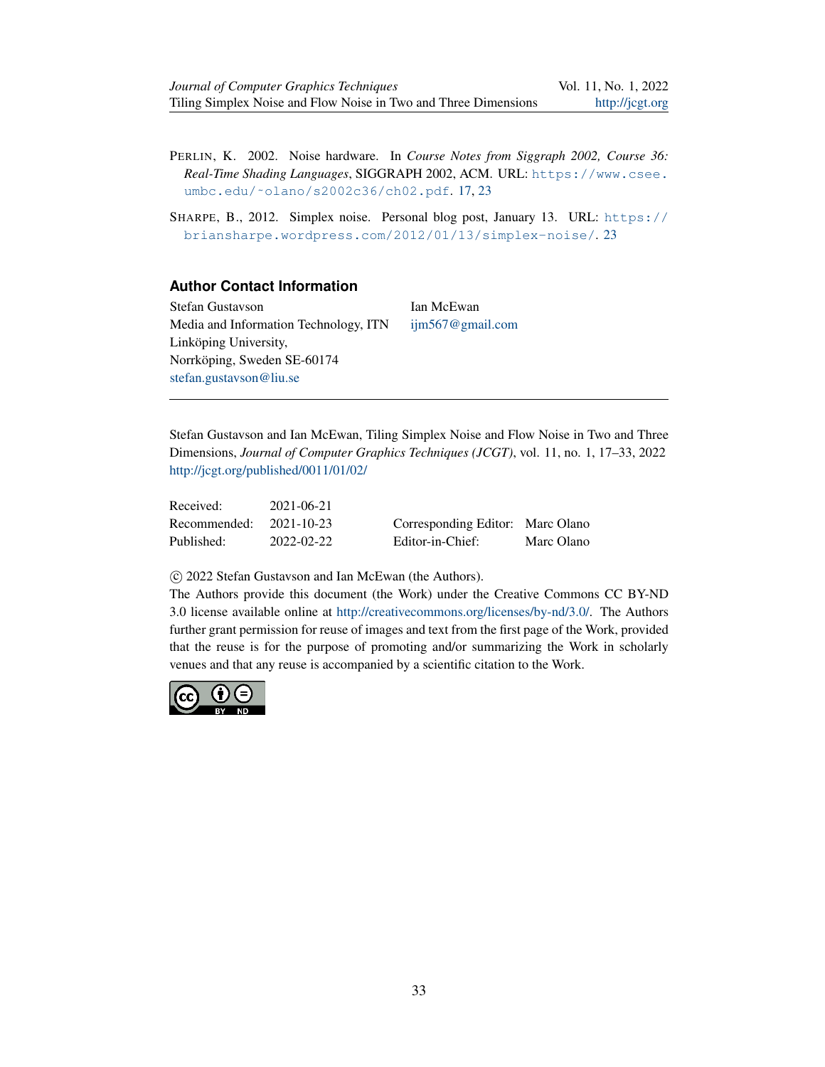PERLIN, K. 2002. Noise hardware. In *Course Notes from Siggraph 2002, Course 36: Real-Time Shading Languages*, SIGGRAPH 2002, ACM. URL: https://www.csee.umbc.edu/~olano/s2002c36/ch02.pdf. 17, 23

SHARPE, B., 2012. Simplex noise. Personal blog post, January 13. URL: https://briansharpe.wordpress.com/2012/01/13/simplex-noise/. 23

### Author Contact Information

Stefan Gustavson
Media and Information Technology, ITN
Linköping University,
Norrköping, Sweden SE-60174
stefan.gustavson@liu.se

Ian McEwan
ijm567@gmail.com

---

Stefan Gustavson and Ian McEwan, Tiling Simplex Noise and Flow Noise in Two and Three Dimensions, *Journal of Computer Graphics Techniques (JCGT)*, vol. 11, no. 1, 17–33, 2022
http://jcgt.org/published/0011/01/02/

| | | | |
|---|---|---|---|
| Received: | 2021-06-21 | | |
| Recommended: | 2021-10-23 | Corresponding Editor: | Marc Olano |
| Published: | 2022-02-22 | Editor-in-Chief: | Marc Olano |

© 2022 Stefan Gustavson and Ian McEwan (the Authors).
The Authors provide this document (the Work) under the Creative Commons CC BY-ND 3.0 license available online at http://creativecommons.org/licenses/by-nd/3.0/. The Authors further grant permission for reuse of images and text from the first page of the Work, provided that the reuse is for the purpose of promoting and/or summarizing the Work in scholarly venues and that any reuse is accompanied by a scientific citation to the Work.